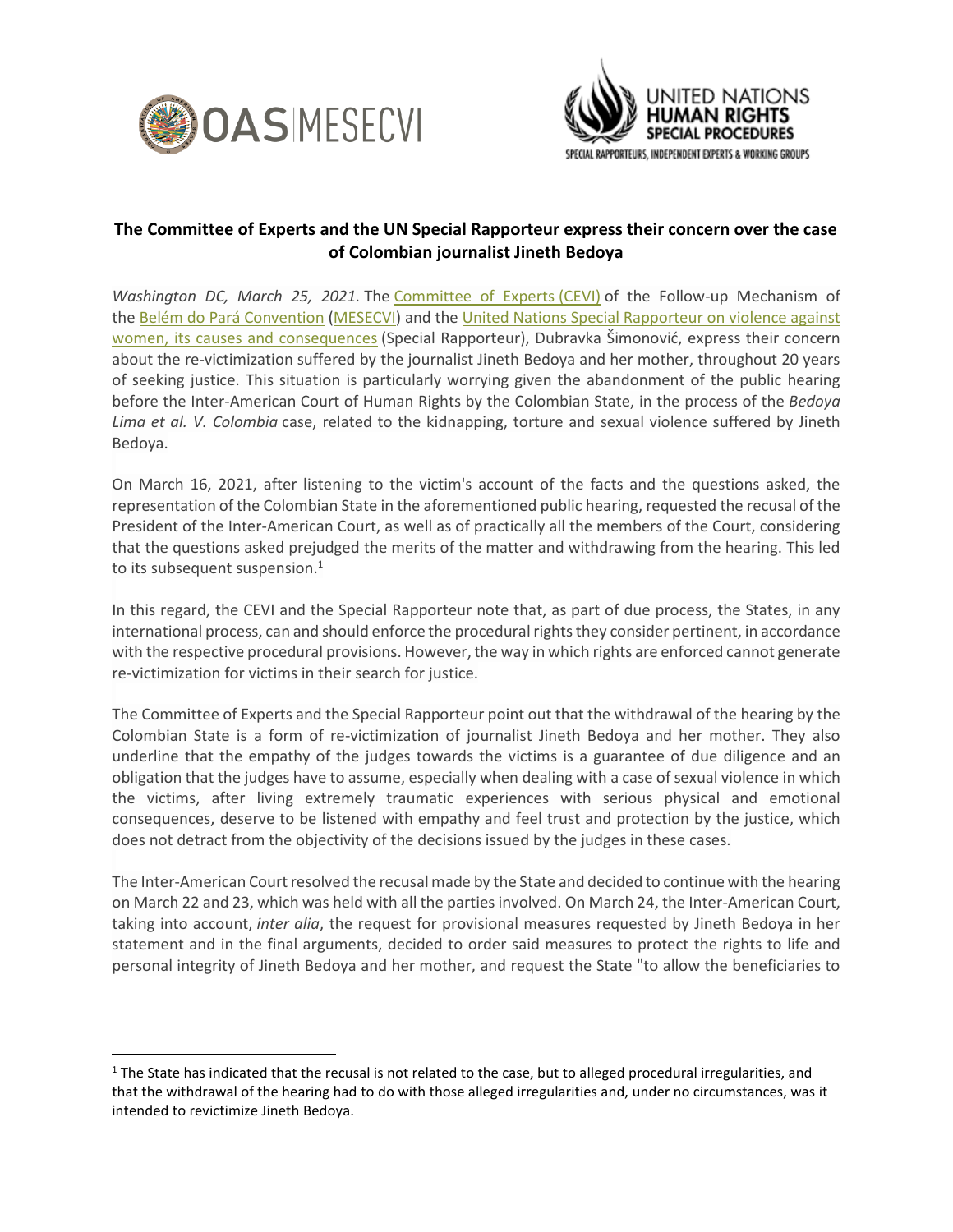## The Committee of Experts and the UN Special Rapporteur express their concern over the case of Colombian journalist Jineth Bedoya

*Washington DC, March 25, 2021.* The Committee of Experts (CEVI) of the Follow-up Mechanism of the Belém do Pará Convention (MESECVI) and the United Nations Special Rapporteur on violence against women, its causes and consequences (Special Rapporteur), Dubravka Šimonović, express their concern about the re-victimization suffered by the journalist Jineth Bedoya and her mother, throughout 20 years of seeking justice. This situation is particularly worrying given the abandonment of the public hearing before the Inter-American Court of Human Rights by the Colombian State, in the process of the *Bedoya Lima et al. V. Colombia* case, related to the kidnapping, torture and sexual violence suffered by Jineth Bedoya.

On March 16, 2021, after listening to the victim's account of the facts and the questions asked, the representation of the Colombian State in the aforementioned public hearing, requested the recusal of the President of the Inter-American Court, as well as of practically all the members of the Court, considering that the questions asked prejudged the merits of the matter and withdrawing from the hearing. This led to its subsequent suspension.[1]

In this regard, the CEVI and the Special Rapporteur note that, as part of due process, the States, in any international process, can and should enforce the procedural rights they consider pertinent, in accordance with the respective procedural provisions. However, the way in which rights are enforced cannot generate re-victimization for victims in their search for justice.

The Committee of Experts and the Special Rapporteur point out that the withdrawal of the hearing by the Colombian State is a form of re-victimization of journalist Jineth Bedoya and her mother. They also underline that the empathy of the judges towards the victims is a guarantee of due diligence and an obligation that the judges have to assume, especially when dealing with a case of sexual violence in which the victims, after living extremely traumatic experiences with serious physical and emotional consequences, deserve to be listened with empathy and feel trust and protection by the justice, which does not detract from the objectivity of the decisions issued by the judges in these cases.

The Inter-American Court resolved the recusal made by the State and decided to continue with the hearing on March 22 and 23, which was held with all the parties involved. On March 24, the Inter-American Court, taking into account, *inter alia*, the request for provisional measures requested by Jineth Bedoya in her statement and in the final arguments, decided to order said measures to protect the rights to life and personal integrity of Jineth Bedoya and her mother, and request the State "to allow the beneficiaries to

---

[1] The State has indicated that the recusal is not related to the case, but to alleged procedural irregularities, and that the withdrawal of the hearing had to do with those alleged irregularities and, under no circumstances, was it intended to revictimize Jineth Bedoya.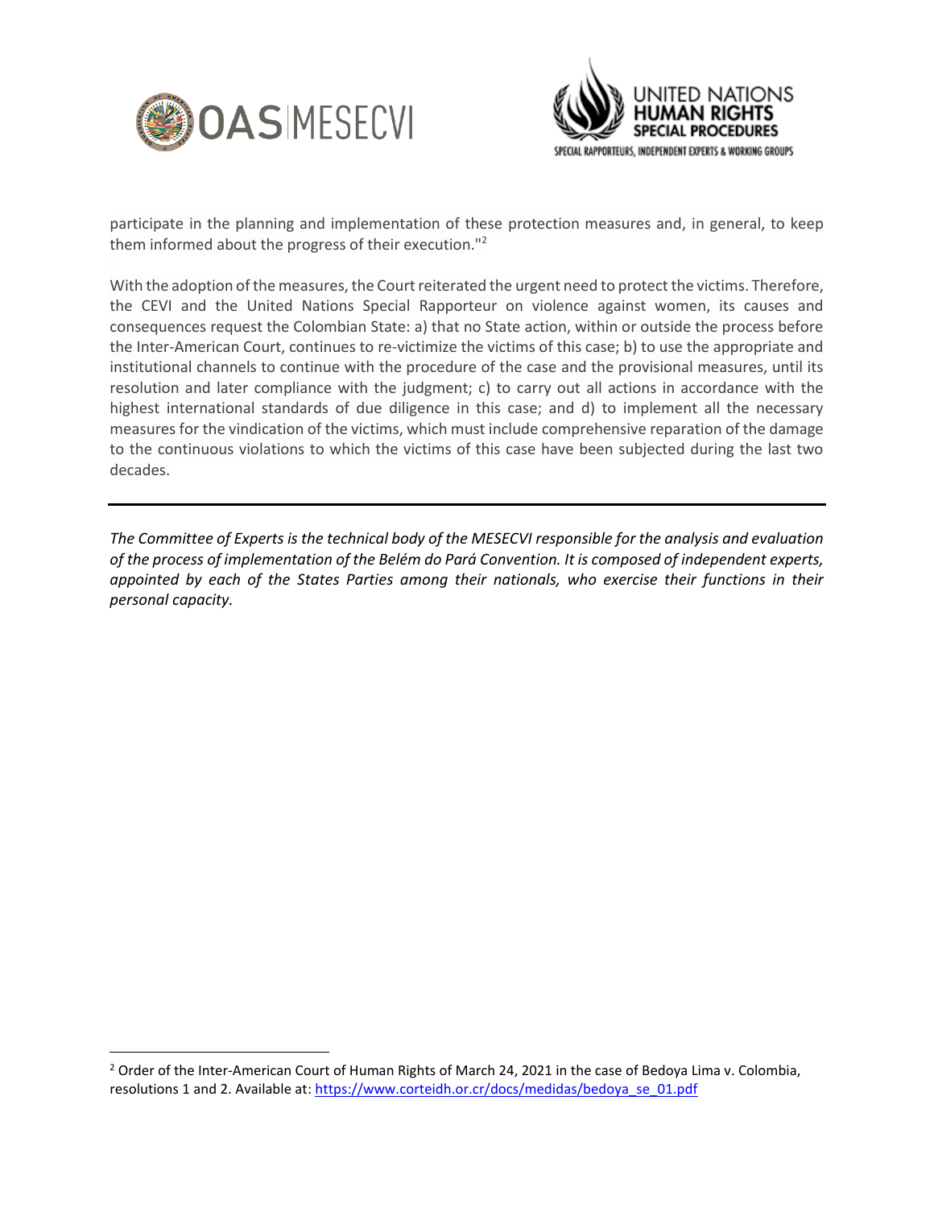participate in the planning and implementation of these protection measures and, in general, to keep them informed about the progress of their execution."[2]

With the adoption of the measures, the Court reiterated the urgent need to protect the victims. Therefore, the CEVI and the United Nations Special Rapporteur on violence against women, its causes and consequences request the Colombian State: a) that no State action, within or outside the process before the Inter-American Court, continues to re-victimize the victims of this case; b) to use the appropriate and institutional channels to continue with the procedure of the case and the provisional measures, until its resolution and later compliance with the judgment; c) to carry out all actions in accordance with the highest international standards of due diligence in this case; and d) to implement all the necessary measures for the vindication of the victims, which must include comprehensive reparation of the damage to the continuous violations to which the victims of this case have been subjected during the last two decades.

---

*The Committee of Experts is the technical body of the MESECVI responsible for the analysis and evaluation of the process of implementation of the Belém do Pará Convention. It is composed of independent experts, appointed by each of the States Parties among their nationals, who exercise their functions in their personal capacity.*

---

[2] Order of the Inter-American Court of Human Rights of March 24, 2021 in the case of Bedoya Lima v. Colombia, resolutions 1 and 2. Available at: https://www.corteidh.or.cr/docs/medidas/bedoya_se_01.pdf